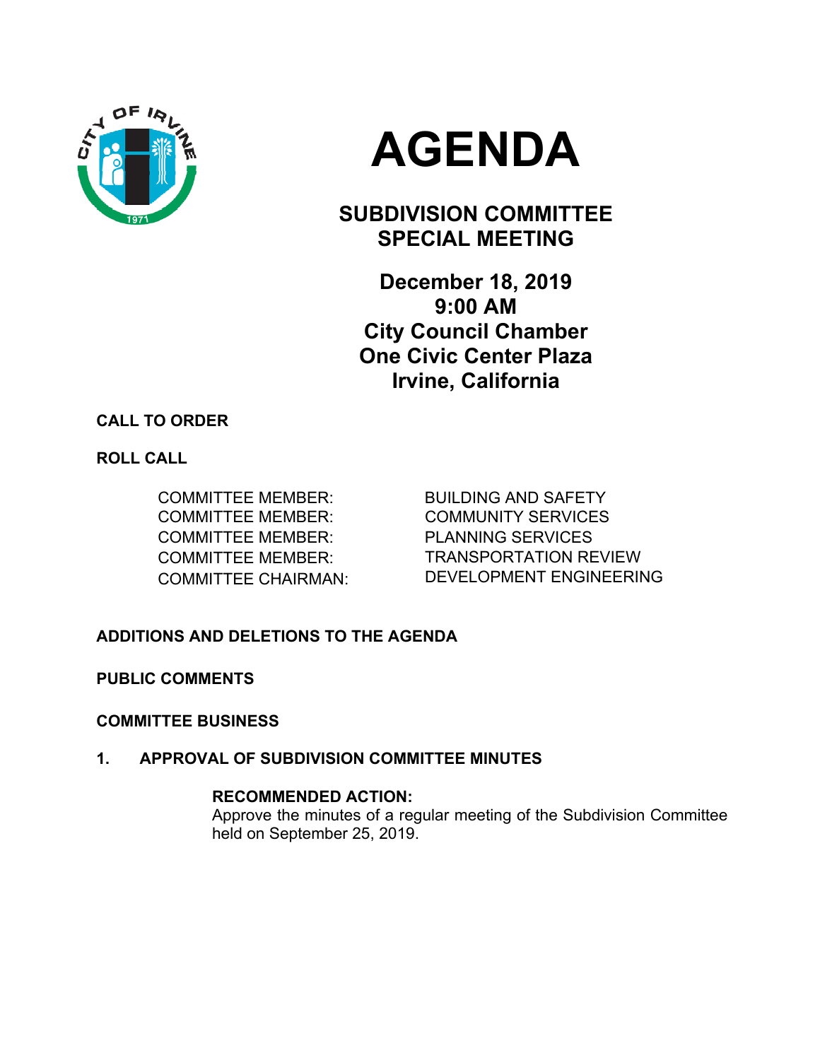# AGENDA

## SUBDIVISION COMMITTEE SPECIAL MEETING

**December 18, 2019**
**9:00 AM**
**City Council Chamber**
**One Civic Center Plaza**
**Irvine, California**

**CALL TO ORDER**

**ROLL CALL**

| | |
|---|---|
| COMMITTEE MEMBER: | BUILDING AND SAFETY |
| COMMITTEE MEMBER: | COMMUNITY SERVICES |
| COMMITTEE MEMBER: | PLANNING SERVICES |
| COMMITTEE MEMBER: | TRANSPORTATION REVIEW |
| COMMITTEE CHAIRMAN: | DEVELOPMENT ENGINEERING |

**ADDITIONS AND DELETIONS TO THE AGENDA**

**PUBLIC COMMENTS**

**COMMITTEE BUSINESS**

**1. APPROVAL OF SUBDIVISION COMMITTEE MINUTES**

**RECOMMENDED ACTION:**
Approve the minutes of a regular meeting of the Subdivision Committee held on September 25, 2019.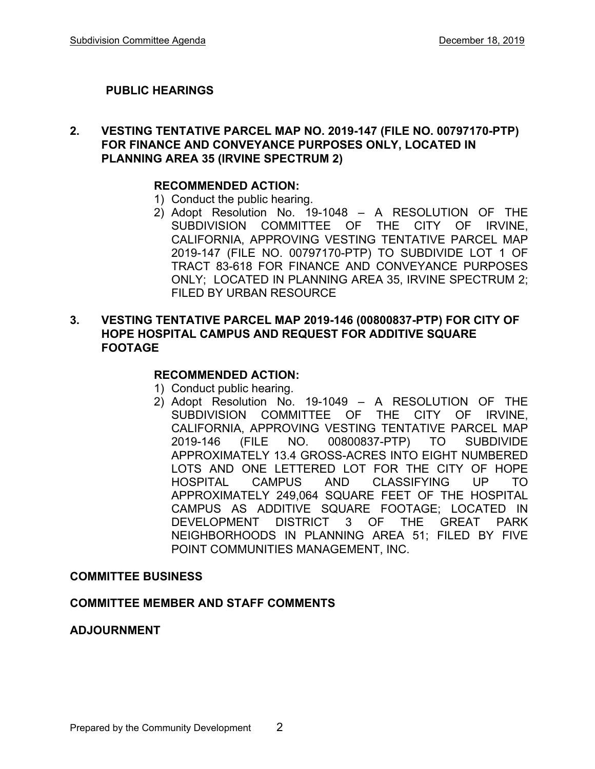## PUBLIC HEARINGS

### 2. VESTING TENTATIVE PARCEL MAP NO. 2019-147 (FILE NO. 00797170-PTP) FOR FINANCE AND CONVEYANCE PURPOSES ONLY, LOCATED IN PLANNING AREA 35 (IRVINE SPECTRUM 2)

**RECOMMENDED ACTION:**

1) Conduct the public hearing.
2) Adopt Resolution No. 19-1048 – A RESOLUTION OF THE SUBDIVISION COMMITTEE OF THE CITY OF IRVINE, CALIFORNIA, APPROVING VESTING TENTATIVE PARCEL MAP 2019-147 (FILE NO. 00797170-PTP) TO SUBDIVIDE LOT 1 OF TRACT 83-618 FOR FINANCE AND CONVEYANCE PURPOSES ONLY; LOCATED IN PLANNING AREA 35, IRVINE SPECTRUM 2; FILED BY URBAN RESOURCE

### 3. VESTING TENTATIVE PARCEL MAP 2019-146 (00800837-PTP) FOR CITY OF HOPE HOSPITAL CAMPUS AND REQUEST FOR ADDITIVE SQUARE FOOTAGE

**RECOMMENDED ACTION:**

1) Conduct public hearing.
2) Adopt Resolution No. 19-1049 – A RESOLUTION OF THE SUBDIVISION COMMITTEE OF THE CITY OF IRVINE, CALIFORNIA, APPROVING VESTING TENTATIVE PARCEL MAP 2019-146 (FILE NO. 00800837-PTP) TO SUBDIVIDE APPROXIMATELY 13.4 GROSS-ACRES INTO EIGHT NUMBERED LOTS AND ONE LETTERED LOT FOR THE CITY OF HOPE HOSPITAL CAMPUS AND CLASSIFYING UP TO APPROXIMATELY 249,064 SQUARE FEET OF THE HOSPITAL CAMPUS AS ADDITIVE SQUARE FOOTAGE; LOCATED IN DEVELOPMENT DISTRICT 3 OF THE GREAT PARK NEIGHBORHOODS IN PLANNING AREA 51; FILED BY FIVE POINT COMMUNITIES MANAGEMENT, INC.

## COMMITTEE BUSINESS

## COMMITTEE MEMBER AND STAFF COMMENTS

## ADJOURNMENT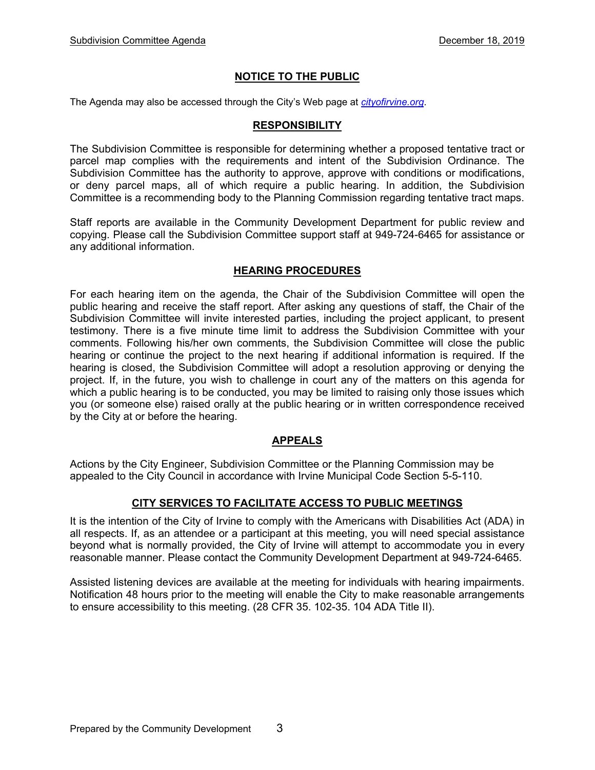## NOTICE TO THE PUBLIC

The Agenda may also be accessed through the City's Web page at *cityofirvine.org*.

## RESPONSIBILITY

The Subdivision Committee is responsible for determining whether a proposed tentative tract or parcel map complies with the requirements and intent of the Subdivision Ordinance. The Subdivision Committee has the authority to approve, approve with conditions or modifications, or deny parcel maps, all of which require a public hearing. In addition, the Subdivision Committee is a recommending body to the Planning Commission regarding tentative tract maps.

Staff reports are available in the Community Development Department for public review and copying. Please call the Subdivision Committee support staff at 949-724-6465 for assistance or any additional information.

## HEARING PROCEDURES

For each hearing item on the agenda, the Chair of the Subdivision Committee will open the public hearing and receive the staff report. After asking any questions of staff, the Chair of the Subdivision Committee will invite interested parties, including the project applicant, to present testimony. There is a five minute time limit to address the Subdivision Committee with your comments. Following his/her own comments, the Subdivision Committee will close the public hearing or continue the project to the next hearing if additional information is required. If the hearing is closed, the Subdivision Committee will adopt a resolution approving or denying the project. If, in the future, you wish to challenge in court any of the matters on this agenda for which a public hearing is to be conducted, you may be limited to raising only those issues which you (or someone else) raised orally at the public hearing or in written correspondence received by the City at or before the hearing.

## APPEALS

Actions by the City Engineer, Subdivision Committee or the Planning Commission may be appealed to the City Council in accordance with Irvine Municipal Code Section 5-5-110.

## CITY SERVICES TO FACILITATE ACCESS TO PUBLIC MEETINGS

It is the intention of the City of Irvine to comply with the Americans with Disabilities Act (ADA) in all respects. If, as an attendee or a participant at this meeting, you will need special assistance beyond what is normally provided, the City of Irvine will attempt to accommodate you in every reasonable manner. Please contact the Community Development Department at 949-724-6465.

Assisted listening devices are available at the meeting for individuals with hearing impairments. Notification 48 hours prior to the meeting will enable the City to make reasonable arrangements to ensure accessibility to this meeting. (28 CFR 35. 102-35. 104 ADA Title II).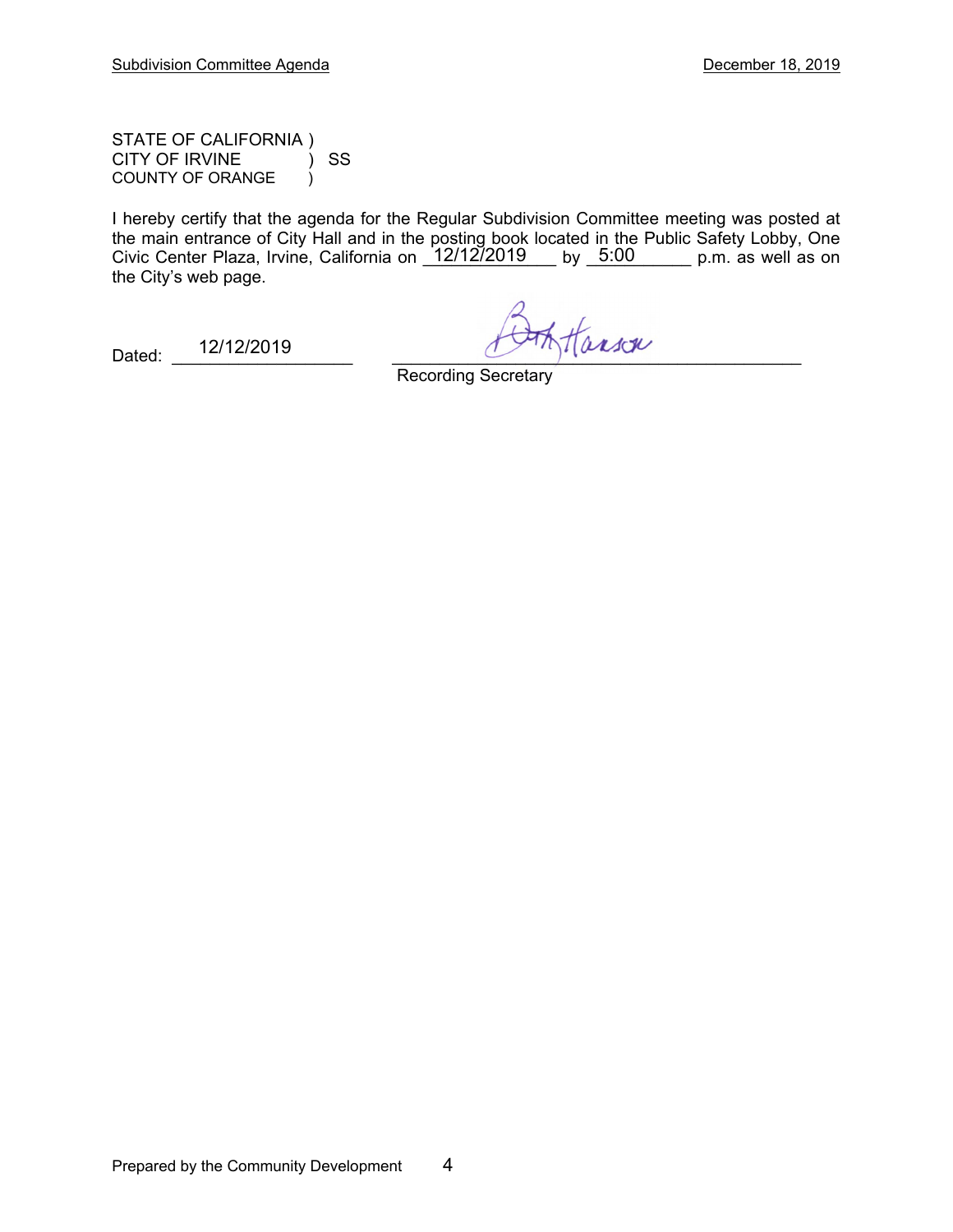STATE OF CALIFORNIA )
CITY OF IRVINE ) SS
COUNTY OF ORANGE )

I hereby certify that the agenda for the Regular Subdivision Committee meeting was posted at the main entrance of City Hall and in the posting book located in the Public Safety Lobby, One Civic Center Plaza, Irvine, California on 12/12/2019 by 5:00 p.m. as well as on the City's web page.

Dated: 12/12/2019

Beth Hanson

Recording Secretary